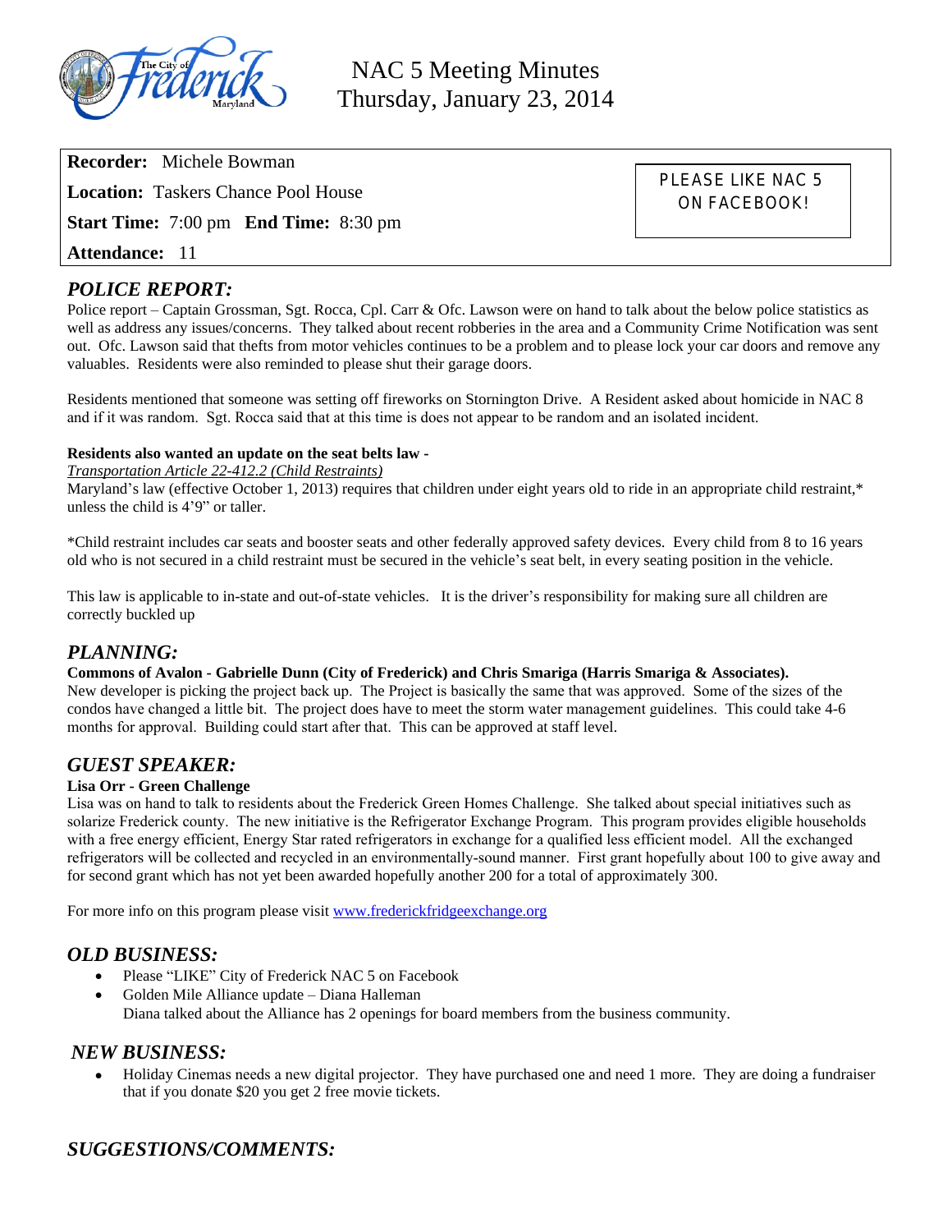# NAC 5 Meeting Minutes
## Thursday, January 23, 2014

**Recorder:** Michele Bowman

**Location:** Taskers Chance Pool House

**Start Time:** 7:00 pm **End Time:** 8:30 pm

**Attendance:** 11

PLEASE LIKE NAC 5 ON FACEBOOK!

## *POLICE REPORT:*

Police report – Captain Grossman, Sgt. Rocca, Cpl. Carr & Ofc. Lawson were on hand to talk about the below police statistics as well as address any issues/concerns. They talked about recent robberies in the area and a Community Crime Notification was sent out. Ofc. Lawson said that thefts from motor vehicles continues to be a problem and to please lock your car doors and remove any valuables. Residents were also reminded to please shut their garage doors.

Residents mentioned that someone was setting off fireworks on Stornington Drive. A Resident asked about homicide in NAC 8 and if it was random. Sgt. Rocca said that at this time is does not appear to be random and an isolated incident.

**Residents also wanted an update on the seat belts law -**

*Transportation Article 22-412.2 (Child Restraints)*

Maryland's law (effective October 1, 2013) requires that children under eight years old to ride in an appropriate child restraint,* unless the child is 4'9" or taller.

*Child restraint includes car seats and booster seats and other federally approved safety devices. Every child from 8 to 16 years old who is not secured in a child restraint must be secured in the vehicle's seat belt, in every seating position in the vehicle.

This law is applicable to in-state and out-of-state vehicles. It is the driver's responsibility for making sure all children are correctly buckled up

## *PLANNING:*

**Commons of Avalon - Gabrielle Dunn (City of Frederick) and Chris Smariga (Harris Smariga & Associates).**

New developer is picking the project back up. The Project is basically the same that was approved. Some of the sizes of the condos have changed a little bit. The project does have to meet the storm water management guidelines. This could take 4-6 months for approval. Building could start after that. This can be approved at staff level.

## *GUEST SPEAKER:*

**Lisa Orr - Green Challenge**

Lisa was on hand to talk to residents about the Frederick Green Homes Challenge. She talked about special initiatives such as solarize Frederick county. The new initiative is the Refrigerator Exchange Program. This program provides eligible households with a free energy efficient, Energy Star rated refrigerators in exchange for a qualified less efficient model. All the exchanged refrigerators will be collected and recycled in an environmentally-sound manner. First grant hopefully about 100 to give away and for second grant which has not yet been awarded hopefully another 200 for a total of approximately 300.

For more info on this program please visit [www.frederickfridgeexchange.org](http://www.frederickfridgeexchange.org)

## *OLD BUSINESS:*

- Please "LIKE" City of Frederick NAC 5 on Facebook
- Golden Mile Alliance update – Diana Halleman
  Diana talked about the Alliance has 2 openings for board members from the business community.

## *NEW BUSINESS:*

- Holiday Cinemas needs a new digital projector. They have purchased one and need 1 more. They are doing a fundraiser that if you donate $20 you get 2 free movie tickets.

## *SUGGESTIONS/COMMENTS:*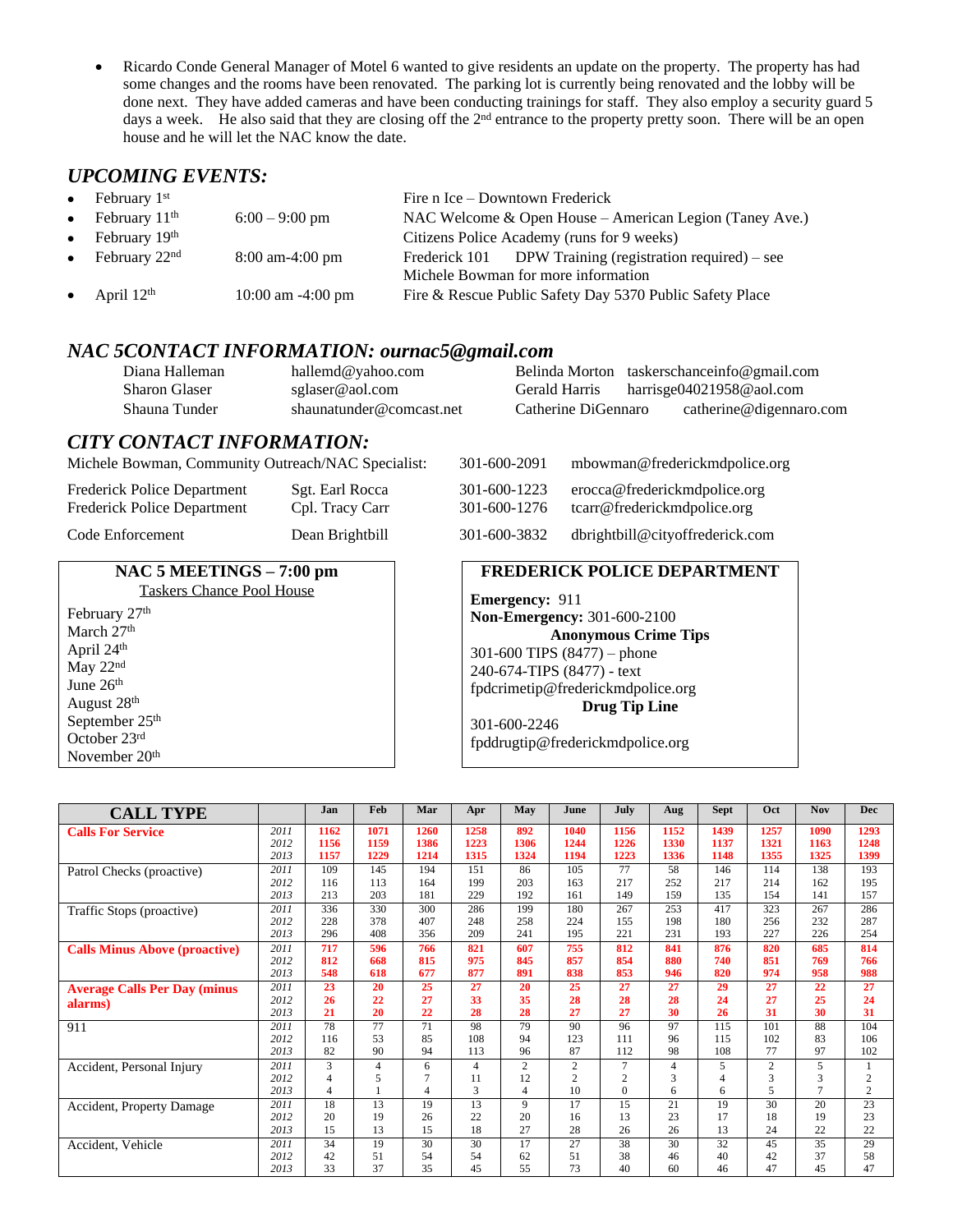- Ricardo Conde General Manager of Motel 6 wanted to give residents an update on the property. The property has had some changes and the rooms have been renovated. The parking lot is currently being renovated and the lobby will be done next. They have added cameras and have been conducting trainings for staff. They also employ a security guard 5 days a week. He also said that they are closing off the 2nd entrance to the property pretty soon. There will be an open house and he will let the NAC know the date.

## *UPCOMING EVENTS:*

- February 1st — Fire n Ice – Downtown Frederick
- February 11th — 6:00 – 9:00 pm — NAC Welcome & Open House – American Legion (Taney Ave.)
- February 19th — Citizens Police Academy (runs for 9 weeks)
- February 22nd — 8:00 am-4:00 pm — Frederick 101 DPW Training (registration required) – see Michele Bowman for more information
- April 12th — 10:00 am -4:00 pm — Fire & Rescue Public Safety Day 5370 Public Safety Place

## *NAC 5CONTACT INFORMATION: ournac5@gmail.com*

| | | | |
|---|---|---|---|
| Diana Halleman | hallemd@yahoo.com | Belinda Morton | taskerschanceinfo@gmail.com |
| Sharon Glaser | sglaser@aol.com | Gerald Harris | harrisge04021958@aol.com |
| Shauna Tunder | shaunatunder@comcast.net | Catherine DiGennaro | catherine@digennaro.com |

## *CITY CONTACT INFORMATION:*

| | | | |
|---|---|---|---|
| Michele Bowman, Community Outreach/NAC Specialist: | | 301-600-2091 | mbowman@frederickmdpolice.org |
| Frederick Police Department | Sgt. Earl Rocca | 301-600-1223 | erocca@frederickmdpolice.org |
| Frederick Police Department | Cpl. Tracy Carr | 301-600-1276 | tcarr@frederickmdpolice.org |
| Code Enforcement | Dean Brightbill | 301-600-3832 | dbrightbill@cityoffrederick.com |

### NAC 5 MEETINGS – 7:00 pm

Taskers Chance Pool House

February 27th
March 27th
April 24th
May 22nd
June 26th
August 28th
September 25th
October 23rd
November 20th

### FREDERICK POLICE DEPARTMENT

**Emergency:** 911
**Non-Emergency:** 301-600-2100

**Anonymous Crime Tips**
301-600 TIPS (8477) – phone
240-674-TIPS (8477) - text
fpdcrimetip@frederickmdpolice.org

**Drug Tip Line**
301-600-2246
fpddrugtip@frederickmdpolice.org

| CALL TYPE | | Jan | Feb | Mar | Apr | May | June | July | Aug | Sept | Oct | Nov | Dec |
|---|---|---|---|---|---|---|---|---|---|---|---|---|---|
| **Calls For Service** | 2011 | **1162** | **1071** | **1260** | **1258** | **892** | **1040** | **1156** | **1152** | **1439** | **1257** | **1090** | **1293** |
| | 2012 | **1156** | **1159** | **1386** | **1223** | **1306** | **1244** | **1226** | **1330** | **1137** | **1321** | **1163** | **1248** |
| | 2013 | **1157** | **1229** | **1214** | **1315** | **1324** | **1194** | **1223** | **1336** | **1148** | **1355** | **1325** | **1399** |
| Patrol Checks (proactive) | 2011 | 109 | 145 | 194 | 151 | 86 | 105 | 77 | 58 | 146 | 114 | 138 | 193 |
| | 2012 | 116 | 113 | 164 | 199 | 203 | 163 | 217 | 252 | 217 | 214 | 162 | 195 |
| | 2013 | 213 | 203 | 181 | 229 | 192 | 161 | 149 | 159 | 135 | 154 | 141 | 157 |
| Traffic Stops (proactive) | 2011 | 336 | 330 | 300 | 286 | 199 | 180 | 267 | 253 | 417 | 323 | 267 | 286 |
| | 2012 | 228 | 378 | 407 | 248 | 258 | 224 | 155 | 198 | 180 | 256 | 232 | 287 |
| | 2013 | 296 | 408 | 356 | 209 | 241 | 195 | 221 | 231 | 193 | 227 | 226 | 254 |
| **Calls Minus Above (proactive)** | 2011 | **717** | **596** | **766** | **821** | **607** | **755** | **812** | **841** | **876** | **820** | **685** | **814** |
| | 2012 | **812** | **668** | **815** | **975** | **845** | **857** | **854** | **880** | **740** | **851** | **769** | **766** |
| | 2013 | **548** | **618** | **677** | **877** | **891** | **838** | **853** | **946** | **820** | **974** | **958** | **988** |
| **Average Calls Per Day (minus alarms)** | 2011 | **23** | **20** | **25** | **27** | **20** | **25** | **27** | **27** | **29** | **27** | **22** | **27** |
| | 2012 | **26** | **22** | **27** | **33** | **35** | **28** | **28** | **28** | **24** | **27** | **25** | **24** |
| | 2013 | **21** | **20** | **22** | **28** | **28** | **27** | **27** | **30** | **26** | **31** | **30** | **31** |
| 911 | 2011 | 78 | 77 | 71 | 98 | 79 | 90 | 96 | 97 | 115 | 101 | 88 | 104 |
| | 2012 | 116 | 53 | 85 | 108 | 94 | 123 | 111 | 96 | 115 | 102 | 83 | 106 |
| | 2013 | 82 | 90 | 94 | 113 | 96 | 87 | 112 | 98 | 108 | 77 | 97 | 102 |
| Accident, Personal Injury | 2011 | 3 | 4 | 6 | 4 | 2 | 2 | 7 | 4 | 5 | 2 | 5 | 1 |
| | 2012 | 4 | 5 | 7 | 11 | 12 | 2 | 2 | 3 | 4 | 3 | 3 | 2 |
| | 2013 | 4 | 1 | 4 | 3 | 4 | 10 | 0 | 6 | 6 | 5 | 7 | 2 |
| Accident, Property Damage | 2011 | 18 | 13 | 19 | 13 | 9 | 17 | 15 | 21 | 19 | 30 | 20 | 23 |
| | 2012 | 20 | 19 | 26 | 22 | 20 | 16 | 13 | 23 | 17 | 18 | 19 | 23 |
| | 2013 | 15 | 13 | 15 | 18 | 27 | 28 | 26 | 26 | 13 | 24 | 22 | 22 |
| Accident, Vehicle | 2011 | 34 | 19 | 30 | 30 | 17 | 27 | 38 | 30 | 32 | 45 | 35 | 29 |
| | 2012 | 42 | 51 | 54 | 54 | 62 | 51 | 38 | 46 | 40 | 42 | 37 | 58 |
| | 2013 | 33 | 37 | 35 | 45 | 55 | 73 | 40 | 60 | 46 | 47 | 45 | 47 |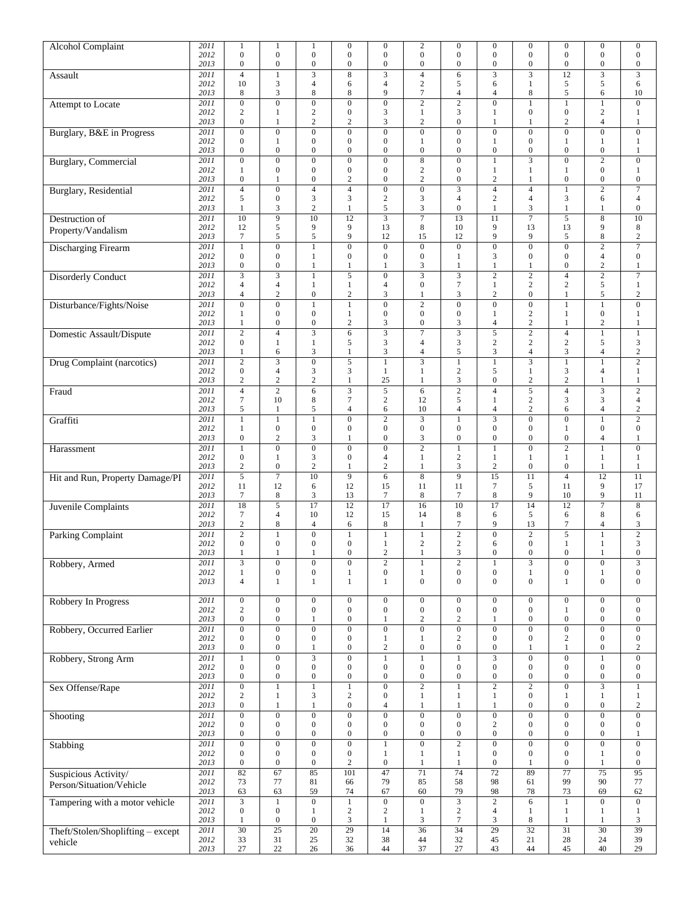| | | | | | | | | | | | | | |
|---|---|---|---|---|---|---|---|---|---|---|---|---|---|
| Alcohol Complaint | *2011* | 1 | 1 | 1 | 0 | 0 | 2 | 0 | 0 | 0 | 0 | 0 | 0 |
| | *2012* | 0 | 0 | 0 | 0 | 0 | 0 | 0 | 0 | 0 | 0 | 0 | 0 |
| | *2013* | 0 | 0 | 0 | 0 | 0 | 0 | 0 | 0 | 0 | 0 | 0 | 0 |
| Assault | *2011* | 4 | 1 | 3 | 8 | 3 | 4 | 6 | 3 | 3 | 12 | 3 | 3 |
| | *2012* | 10 | 3 | 4 | 6 | 4 | 2 | 5 | 6 | 1 | 5 | 5 | 6 |
| | *2013* | 8 | 3 | 8 | 8 | 9 | 7 | 4 | 4 | 8 | 5 | 6 | 10 |
| Attempt to Locate | *2011* | 0 | 0 | 0 | 0 | 0 | 2 | 2 | 0 | 1 | 1 | 1 | 0 |
| | *2012* | 2 | 1 | 2 | 0 | 3 | 1 | 3 | 1 | 0 | 0 | 2 | 1 |
| | *2013* | 0 | 1 | 2 | 2 | 3 | 2 | 0 | 1 | 1 | 2 | 4 | 1 |
| Burglary, B&E in Progress | *2011* | 0 | 0 | 0 | 0 | 0 | 0 | 0 | 0 | 0 | 0 | 0 | 0 |
| | *2012* | 0 | 1 | 0 | 0 | 0 | 1 | 0 | 1 | 0 | 1 | 1 | 1 |
| | *2013* | 0 | 0 | 0 | 0 | 0 | 0 | 0 | 0 | 0 | 0 | 0 | 1 |
| Burglary, Commercial | *2011* | 0 | 0 | 0 | 0 | 0 | 8 | 0 | 1 | 3 | 0 | 2 | 0 |
| | *2012* | 1 | 0 | 0 | 0 | 0 | 2 | 0 | 1 | 1 | 1 | 0 | 1 |
| | *2013* | 0 | 1 | 0 | 2 | 0 | 2 | 0 | 2 | 1 | 0 | 0 | 0 |
| Burglary, Residential | *2011* | 4 | 0 | 4 | 4 | 0 | 0 | 3 | 4 | 4 | 1 | 2 | 7 |
| | *2012* | 5 | 0 | 3 | 3 | 2 | 3 | 4 | 2 | 4 | 3 | 6 | 4 |
| | *2013* | 1 | 3 | 2 | 1 | 5 | 3 | 0 | 1 | 3 | 1 | 1 | 0 |
| Destruction of Property/Vandalism | *2011* | 10 | 9 | 10 | 12 | 3 | 7 | 13 | 11 | 7 | 5 | 8 | 10 |
| | *2012* | 12 | 5 | 9 | 9 | 13 | 8 | 10 | 9 | 13 | 13 | 9 | 8 |
| | *2013* | 7 | 5 | 5 | 9 | 12 | 15 | 12 | 9 | 9 | 5 | 8 | 2 |
| Discharging Firearm | *2011* | 1 | 0 | 1 | 0 | 0 | 0 | 0 | 0 | 0 | 0 | 2 | 7 |
| | *2012* | 0 | 0 | 1 | 0 | 0 | 0 | 1 | 3 | 0 | 0 | 4 | 0 |
| | *2013* | 0 | 0 | 1 | 1 | 1 | 3 | 1 | 1 | 1 | 0 | 2 | 1 |
| Disorderly Conduct | *2011* | 3 | 3 | 1 | 5 | 0 | 3 | 3 | 2 | 2 | 4 | 2 | 7 |
| | *2012* | 4 | 4 | 1 | 1 | 4 | 0 | 7 | 1 | 2 | 2 | 5 | 1 |
| | *2013* | 4 | 2 | 0 | 2 | 3 | 1 | 3 | 2 | 0 | 1 | 5 | 2 |
| Disturbance/Fights/Noise | *2011* | 0 | 0 | 1 | 1 | 0 | 2 | 0 | 0 | 0 | 1 | 1 | 0 |
| | *2012* | 1 | 0 | 0 | 1 | 0 | 0 | 0 | 1 | 2 | 1 | 0 | 1 |
| | *2013* | 1 | 0 | 0 | 2 | 3 | 0 | 3 | 4 | 2 | 1 | 2 | 1 |
| Domestic Assault/Dispute | *2011* | 2 | 4 | 3 | 6 | 3 | 7 | 3 | 5 | 2 | 4 | 1 | 1 |
| | *2012* | 0 | 1 | 1 | 5 | 3 | 4 | 3 | 2 | 2 | 2 | 5 | 3 |
| | *2013* | 1 | 6 | 3 | 1 | 3 | 4 | 5 | 3 | 4 | 3 | 4 | 2 |
| Drug Complaint (narcotics) | *2011* | 2 | 3 | 0 | 5 | 1 | 3 | 1 | 1 | 3 | 1 | 1 | 2 |
| | *2012* | 0 | 4 | 3 | 3 | 1 | 1 | 2 | 5 | 1 | 3 | 4 | 1 |
| | *2013* | 2 | 2 | 2 | 1 | 25 | 1 | 3 | 0 | 2 | 2 | 1 | 1 |
| Fraud | *2011* | 4 | 2 | 6 | 3 | 5 | 6 | 2 | 4 | 5 | 4 | 3 | 2 |
| | *2012* | 7 | 10 | 8 | 7 | 2 | 12 | 5 | 1 | 2 | 3 | 3 | 4 |
| | *2013* | 5 | 1 | 5 | 4 | 6 | 10 | 4 | 4 | 2 | 6 | 4 | 2 |
| Graffiti | *2011* | 1 | 1 | 1 | 0 | 2 | 3 | 1 | 3 | 0 | 0 | 1 | 2 |
| | *2012* | 1 | 0 | 0 | 0 | 0 | 0 | 0 | 0 | 0 | 1 | 0 | 0 |
| | *2013* | 0 | 2 | 3 | 1 | 0 | 3 | 0 | 0 | 0 | 0 | 4 | 1 |
| Harassment | *2011* | 1 | 0 | 0 | 0 | 0 | 2 | 1 | 1 | 0 | 2 | 1 | 0 |
| | *2012* | 0 | 1 | 3 | 0 | 4 | 1 | 2 | 1 | 1 | 1 | 1 | 1 |
| | *2013* | 2 | 0 | 2 | 1 | 2 | 1 | 3 | 2 | 0 | 0 | 1 | 1 |
| Hit and Run, Property Damage/PI | *2011* | 5 | 7 | 10 | 9 | 6 | 8 | 9 | 15 | 11 | 4 | 12 | 11 |
| | *2012* | 11 | 12 | 6 | 12 | 15 | 11 | 11 | 7 | 5 | 11 | 9 | 17 |
| | *2013* | 7 | 8 | 3 | 13 | 7 | 8 | 7 | 8 | 9 | 10 | 9 | 11 |
| Juvenile Complaints | *2011* | 18 | 5 | 17 | 12 | 17 | 16 | 10 | 17 | 14 | 12 | 7 | 8 |
| | *2012* | 7 | 4 | 10 | 12 | 15 | 14 | 8 | 6 | 5 | 6 | 8 | 6 |
| | *2013* | 2 | 8 | 4 | 6 | 8 | 1 | 7 | 9 | 13 | 7 | 4 | 3 |
| Parking Complaint | *2011* | 2 | 1 | 0 | 1 | 1 | 1 | 2 | 0 | 2 | 5 | 1 | 2 |
| | *2012* | 0 | 0 | 0 | 0 | 1 | 2 | 2 | 6 | 0 | 1 | 1 | 3 |
| | *2013* | 1 | 1 | 1 | 0 | 2 | 1 | 3 | 0 | 0 | 0 | 1 | 0 |
| Robbery, Armed | *2011* | 3 | 0 | 0 | 0 | 2 | 1 | 2 | 1 | 3 | 0 | 0 | 3 |
| | *2012* | 1 | 0 | 0 | 1 | 0 | 1 | 0 | 0 | 1 | 0 | 1 | 0 |
| | *2013* | 4 | 1 | 1 | 1 | 1 | 0 | 0 | 0 | 0 | 1 | 0 | 0 |
| Robbery In Progress | *2011* | 0 | 0 | 0 | 0 | 0 | 0 | 0 | 0 | 0 | 0 | 0 | 0 |
| | *2012* | 2 | 0 | 0 | 0 | 0 | 0 | 0 | 0 | 0 | 1 | 0 | 0 |
| | *2013* | 0 | 0 | 1 | 0 | 1 | 2 | 2 | 1 | 0 | 0 | 0 | 0 |
| Robbery, Occurred Earlier | *2011* | 0 | 0 | 0 | 0 | 0 | 0 | 0 | 0 | 0 | 0 | 0 | 0 |
| | *2012* | 0 | 0 | 0 | 0 | 1 | 1 | 2 | 0 | 0 | 2 | 0 | 0 |
| | *2013* | 0 | 0 | 1 | 0 | 2 | 0 | 0 | 0 | 1 | 1 | 0 | 2 |
| Robbery, Strong Arm | *2011* | 1 | 0 | 3 | 0 | 1 | 1 | 1 | 3 | 0 | 0 | 1 | 0 |
| | *2012* | 0 | 0 | 0 | 0 | 0 | 0 | 0 | 0 | 0 | 0 | 0 | 0 |
| | *2013* | 0 | 0 | 0 | 0 | 0 | 0 | 0 | 0 | 0 | 0 | 0 | 0 |
| Sex Offense/Rape | *2011* | 0 | 1 | 1 | 1 | 0 | 2 | 1 | 2 | 2 | 0 | 3 | 1 |
| | *2012* | 2 | 1 | 3 | 2 | 0 | 1 | 1 | 1 | 0 | 1 | 1 | 1 |
| | *2013* | 0 | 1 | 1 | 0 | 4 | 1 | 1 | 1 | 0 | 0 | 0 | 2 |
| Shooting | *2011* | 0 | 0 | 0 | 0 | 0 | 0 | 0 | 0 | 0 | 0 | 0 | 0 |
| | *2012* | 0 | 0 | 0 | 0 | 0 | 0 | 0 | 2 | 0 | 0 | 0 | 0 |
| | *2013* | 0 | 0 | 0 | 0 | 0 | 0 | 0 | 0 | 0 | 0 | 0 | 1 |
| Stabbing | *2011* | 0 | 0 | 0 | 0 | 1 | 0 | 2 | 0 | 0 | 0 | 0 | 0 |
| | *2012* | 0 | 0 | 0 | 0 | 1 | 1 | 1 | 0 | 0 | 0 | 1 | 0 |
| | *2013* | 0 | 0 | 0 | 2 | 0 | 1 | 1 | 0 | 1 | 0 | 1 | 0 |
| Suspicious Activity/ Person/Situation/Vehicle | *2011* | 82 | 67 | 85 | 101 | 47 | 71 | 74 | 72 | 89 | 77 | 75 | 95 |
| | *2012* | 73 | 77 | 81 | 66 | 79 | 85 | 58 | 98 | 61 | 99 | 90 | 77 |
| | *2013* | 63 | 63 | 59 | 74 | 67 | 60 | 79 | 98 | 78 | 73 | 69 | 62 |
| Tampering with a motor vehicle | *2011* | 3 | 1 | 0 | 1 | 0 | 0 | 3 | 2 | 6 | 1 | 0 | 0 |
| | *2012* | 0 | 0 | 1 | 2 | 2 | 1 | 2 | 4 | 1 | 1 | 1 | 1 |
| | *2013* | 1 | 0 | 0 | 3 | 1 | 3 | 7 | 3 | 8 | 1 | 1 | 3 |
| Theft/Stolen/Shoplifting – except vehicle | *2011* | 30 | 25 | 20 | 29 | 14 | 36 | 34 | 29 | 32 | 31 | 30 | 39 |
| | *2012* | 33 | 31 | 25 | 32 | 38 | 44 | 32 | 45 | 21 | 28 | 24 | 39 |
| | *2013* | 27 | 22 | 26 | 36 | 44 | 37 | 27 | 43 | 44 | 45 | 40 | 29 |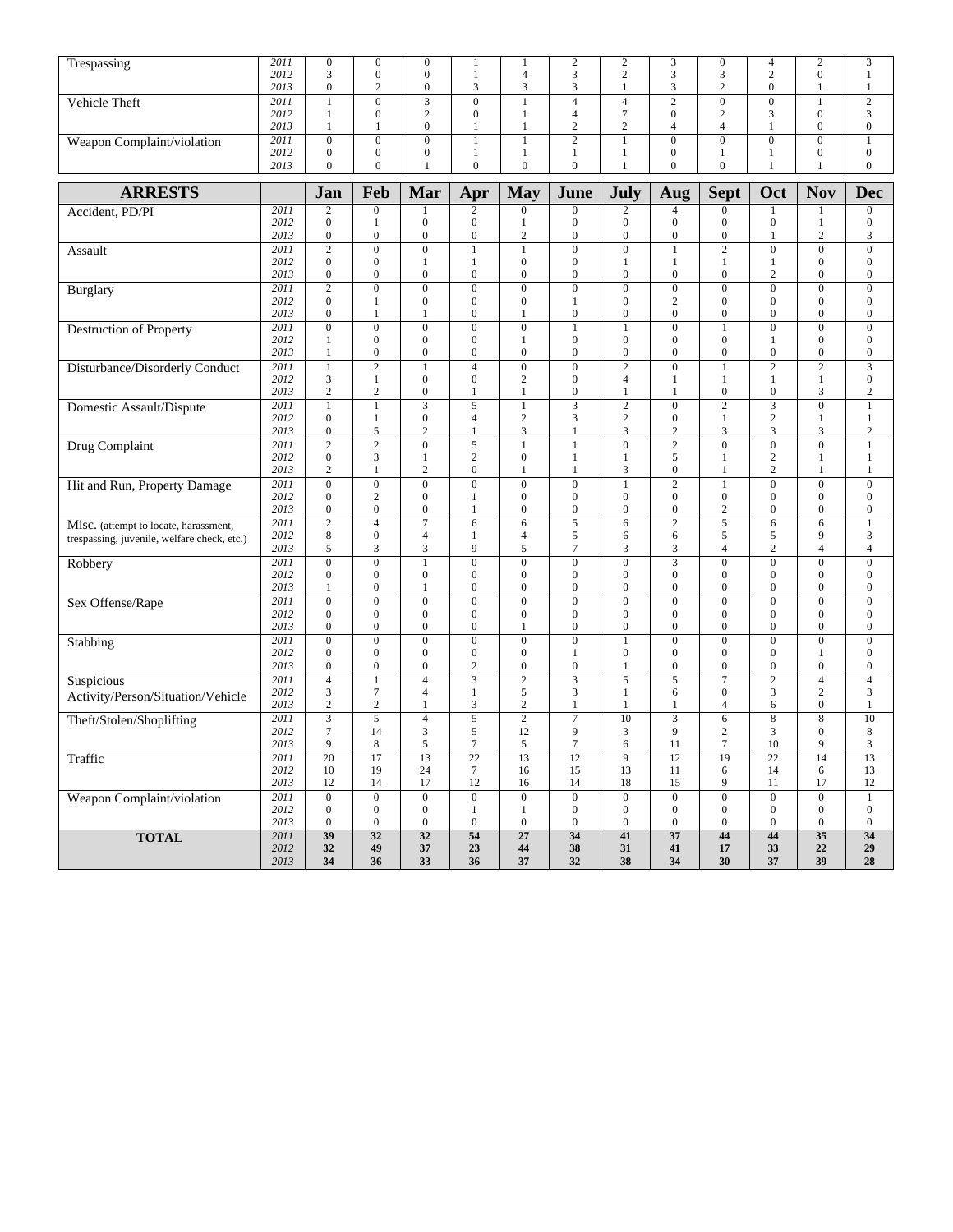| | | | | | | | | | | | | | |
|---|---|---|---|---|---|---|---|---|---|---|---|---|---|
| Trespassing | 2011 | 0 | 0 | 0 | 1 | 1 | 2 | 2 | 3 | 0 | 4 | 2 | 3 |
| | 2012 | 3 | 0 | 0 | 1 | 4 | 3 | 2 | 3 | 3 | 2 | 0 | 1 |
| | 2013 | 0 | 2 | 0 | 3 | 3 | 3 | 1 | 3 | 2 | 0 | 1 | 1 |
| Vehicle Theft | 2011 | 1 | 0 | 3 | 0 | 1 | 4 | 4 | 2 | 0 | 0 | 1 | 2 |
| | 2012 | 1 | 0 | 2 | 0 | 1 | 4 | 7 | 0 | 2 | 3 | 0 | 3 |
| | 2013 | 1 | 1 | 0 | 1 | 1 | 2 | 2 | 4 | 4 | 1 | 0 | 0 |
| Weapon Complaint/violation | 2011 | 0 | 0 | 0 | 1 | 1 | 2 | 1 | 0 | 0 | 0 | 0 | 1 |
| | 2012 | 0 | 0 | 0 | 1 | 1 | 1 | 1 | 0 | 1 | 1 | 0 | 0 |
| | 2013 | 0 | 0 | 1 | 0 | 0 | 0 | 1 | 0 | 0 | 1 | 1 | 0 |

| **ARRESTS** | | **Jan** | **Feb** | **Mar** | **Apr** | **May** | **June** | **July** | **Aug** | **Sept** | **Oct** | **Nov** | **Dec** |
|---|---|---|---|---|---|---|---|---|---|---|---|---|---|
| Accident, PD/PI | 2011 | 2 | 0 | 1 | 2 | 0 | 0 | 2 | 4 | 0 | 1 | 1 | 0 |
| | 2012 | 0 | 1 | 0 | 0 | 1 | 0 | 0 | 0 | 0 | 0 | 1 | 0 |
| | 2013 | 0 | 0 | 0 | 0 | 2 | 0 | 0 | 0 | 0 | 1 | 2 | 3 |
| Assault | 2011 | 2 | 0 | 0 | 1 | 1 | 0 | 0 | 1 | 2 | 0 | 0 | 0 |
| | 2012 | 0 | 0 | 1 | 1 | 0 | 0 | 1 | 1 | 1 | 1 | 0 | 0 |
| | 2013 | 0 | 0 | 0 | 0 | 0 | 0 | 0 | 0 | 0 | 2 | 0 | 0 |
| Burglary | 2011 | 2 | 0 | 0 | 0 | 0 | 0 | 0 | 0 | 0 | 0 | 0 | 0 |
| | 2012 | 0 | 1 | 0 | 0 | 0 | 1 | 0 | 2 | 0 | 0 | 0 | 0 |
| | 2013 | 0 | 1 | 1 | 0 | 1 | 0 | 0 | 0 | 0 | 0 | 0 | 0 |
| Destruction of Property | 2011 | 0 | 0 | 0 | 0 | 0 | 1 | 1 | 0 | 1 | 0 | 0 | 0 |
| | 2012 | 1 | 0 | 0 | 0 | 1 | 0 | 0 | 0 | 0 | 1 | 0 | 0 |
| | 2013 | 1 | 0 | 0 | 0 | 0 | 0 | 0 | 0 | 0 | 0 | 0 | 0 |
| Disturbance/Disorderly Conduct | 2011 | 1 | 2 | 1 | 4 | 0 | 0 | 2 | 0 | 1 | 2 | 2 | 3 |
| | 2012 | 3 | 1 | 0 | 0 | 2 | 0 | 4 | 1 | 1 | 1 | 1 | 0 |
| | 2013 | 2 | 2 | 0 | 1 | 1 | 0 | 1 | 1 | 0 | 0 | 3 | 2 |
| Domestic Assault/Dispute | 2011 | 1 | 1 | 3 | 5 | 1 | 3 | 2 | 0 | 2 | 3 | 0 | 1 |
| | 2012 | 0 | 1 | 0 | 4 | 2 | 3 | 2 | 0 | 1 | 2 | 1 | 1 |
| | 2013 | 0 | 5 | 2 | 1 | 3 | 1 | 3 | 2 | 3 | 3 | 3 | 2 |
| Drug Complaint | 2011 | 2 | 2 | 0 | 5 | 1 | 1 | 0 | 2 | 0 | 0 | 0 | 1 |
| | 2012 | 0 | 3 | 1 | 2 | 0 | 1 | 1 | 5 | 1 | 2 | 1 | 1 |
| | 2013 | 2 | 1 | 2 | 0 | 1 | 1 | 3 | 0 | 1 | 2 | 1 | 1 |
| Hit and Run, Property Damage | 2011 | 0 | 0 | 0 | 0 | 0 | 0 | 1 | 2 | 1 | 0 | 0 | 0 |
| | 2012 | 0 | 2 | 0 | 1 | 0 | 0 | 0 | 0 | 0 | 0 | 0 | 0 |
| | 2013 | 0 | 0 | 0 | 1 | 0 | 0 | 0 | 0 | 2 | 0 | 0 | 0 |
| Misc. (attempt to locate, harassment, trespassing, juvenile, welfare check, etc.) | 2011 | 2 | 4 | 7 | 6 | 6 | 5 | 6 | 2 | 5 | 6 | 6 | 1 |
| | 2012 | 8 | 0 | 4 | 1 | 4 | 5 | 6 | 6 | 5 | 5 | 9 | 3 |
| | 2013 | 5 | 3 | 3 | 9 | 5 | 7 | 3 | 3 | 4 | 2 | 4 | 4 |
| Robbery | 2011 | 0 | 0 | 1 | 0 | 0 | 0 | 0 | 3 | 0 | 0 | 0 | 0 |
| | 2012 | 0 | 0 | 0 | 0 | 0 | 0 | 0 | 0 | 0 | 0 | 0 | 0 |
| | 2013 | 1 | 0 | 1 | 0 | 0 | 0 | 0 | 0 | 0 | 0 | 0 | 0 |
| Sex Offense/Rape | 2011 | 0 | 0 | 0 | 0 | 0 | 0 | 0 | 0 | 0 | 0 | 0 | 0 |
| | 2012 | 0 | 0 | 0 | 0 | 0 | 0 | 0 | 0 | 0 | 0 | 0 | 0 |
| | 2013 | 0 | 0 | 0 | 0 | 1 | 0 | 0 | 0 | 0 | 0 | 0 | 0 |
| Stabbing | 2011 | 0 | 0 | 0 | 0 | 0 | 0 | 1 | 0 | 0 | 0 | 0 | 0 |
| | 2012 | 0 | 0 | 0 | 0 | 0 | 1 | 0 | 0 | 0 | 0 | 1 | 0 |
| | 2013 | 0 | 0 | 0 | 2 | 0 | 0 | 1 | 0 | 0 | 0 | 0 | 0 |
| Suspicious Activity/Person/Situation/Vehicle | 2011 | 4 | 1 | 4 | 3 | 2 | 3 | 5 | 5 | 7 | 2 | 4 | 4 |
| | 2012 | 3 | 7 | 4 | 1 | 5 | 3 | 1 | 6 | 0 | 3 | 2 | 3 |
| | 2013 | 2 | 2 | 1 | 3 | 2 | 1 | 1 | 1 | 4 | 6 | 0 | 1 |
| Theft/Stolen/Shoplifting | 2011 | 3 | 5 | 4 | 5 | 2 | 7 | 10 | 3 | 6 | 8 | 8 | 10 |
| | 2012 | 7 | 14 | 3 | 5 | 12 | 9 | 3 | 9 | 2 | 3 | 0 | 8 |
| | 2013 | 9 | 8 | 5 | 7 | 5 | 7 | 6 | 11 | 7 | 10 | 9 | 3 |
| Traffic | 2011 | 20 | 17 | 13 | 22 | 13 | 12 | 9 | 12 | 19 | 22 | 14 | 13 |
| | 2012 | 10 | 19 | 24 | 7 | 16 | 15 | 13 | 11 | 6 | 14 | 6 | 13 |
| | 2013 | 12 | 14 | 17 | 12 | 16 | 14 | 18 | 15 | 9 | 11 | 17 | 12 |
| Weapon Complaint/violation | 2011 | 0 | 0 | 0 | 0 | 0 | 0 | 0 | 0 | 0 | 0 | 0 | 1 |
| | 2012 | 0 | 0 | 0 | 1 | 1 | 0 | 0 | 0 | 0 | 0 | 0 | 0 |
| | 2013 | 0 | 0 | 0 | 0 | 0 | 0 | 0 | 0 | 0 | 0 | 0 | 0 |
| **TOTAL** | 2011 | **39** | **32** | **32** | **54** | **27** | **34** | **41** | **37** | **44** | **44** | **35** | **34** |
| | 2012 | **32** | **49** | **37** | **23** | **44** | **38** | **31** | **41** | **17** | **33** | **22** | **29** |
| | 2013 | **34** | **36** | **33** | **36** | **37** | **32** | **38** | **34** | **30** | **37** | **39** | **28** |